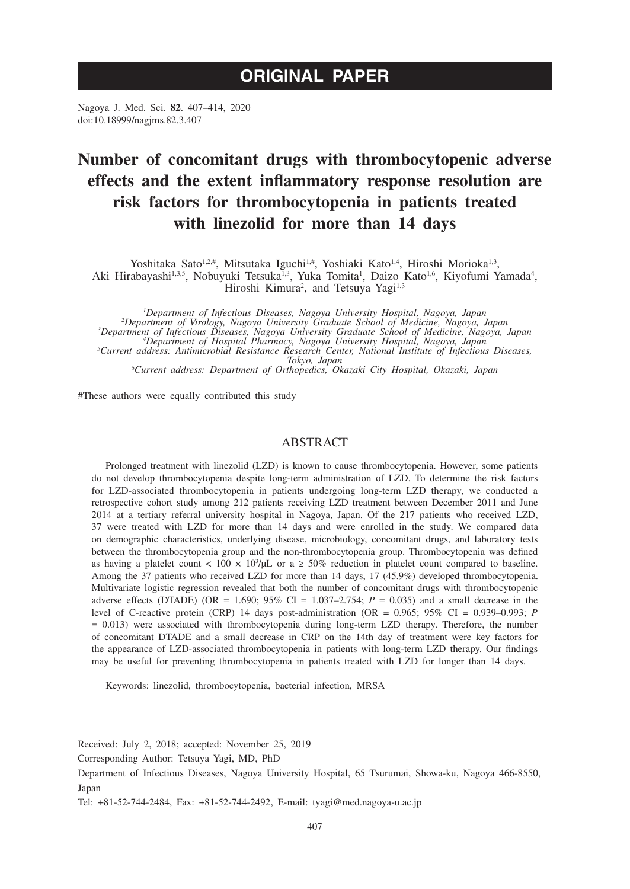ORIGINAL PAPER

Nagoya J. Med. Sci. **82**. 407–414, 2020
doi:10.18999/nagjms.82.3.407

# Number of concomitant drugs with thrombocytopenic adverse effects and the extent inflammatory response resolution are risk factors for thrombocytopenia in patients treated with linezolid for more than 14 days

Yoshitaka Sato[1,2,#], Mitsutaka Iguchi[1,#], Yoshiaki Kato[1,4], Hiroshi Morioka[1,3], Aki Hirabayashi[1,3,5], Nobuyuki Tetsuka[1,3], Yuka Tomita[1], Daizo Kato[1,6], Kiyofumi Yamada[4], Hiroshi Kimura[2], and Tetsuya Yagi[1,3]

*[1]Department of Infectious Diseases, Nagoya University Hospital, Nagoya, Japan*
*[2]Department of Virology, Nagoya University Graduate School of Medicine, Nagoya, Japan*
*[3]Department of Infectious Diseases, Nagoya University Graduate School of Medicine, Nagoya, Japan*
*[4]Department of Hospital Pharmacy, Nagoya University Hospital, Nagoya, Japan*
*[5]Current address: Antimicrobial Resistance Research Center, National Institute of Infectious Diseases, Tokyo, Japan*
*[6]Current address: Department of Orthopedics, Okazaki City Hospital, Okazaki, Japan*

#These authors were equally contributed this study

## ABSTRACT

Prolonged treatment with linezolid (LZD) is known to cause thrombocytopenia. However, some patients do not develop thrombocytopenia despite long-term administration of LZD. To determine the risk factors for LZD-associated thrombocytopenia in patients undergoing long-term LZD therapy, we conducted a retrospective cohort study among 212 patients receiving LZD treatment between December 2011 and June 2014 at a tertiary referral university hospital in Nagoya, Japan. Of the 217 patients who received LZD, 37 were treated with LZD for more than 14 days and were enrolled in the study. We compared data on demographic characteristics, underlying disease, microbiology, concomitant drugs, and laboratory tests between the thrombocytopenia group and the non-thrombocytopenia group. Thrombocytopenia was defined as having a platelet count $< 100 \times 10^3/\mu L$ or a $\geq 50\%$ reduction in platelet count compared to baseline. Among the 37 patients who received LZD for more than 14 days, 17 (45.9%) developed thrombocytopenia. Multivariate logistic regression revealed that both the number of concomitant drugs with thrombocytopenic adverse effects (DTADE) (OR = 1.690; 95% CI = 1.037–2.754; $P = 0.035$) and a small decrease in the level of C-reactive protein (CRP) 14 days post-administration (OR = 0.965; 95% CI = 0.939–0.993; $P = 0.013$) were associated with thrombocytopenia during long-term LZD therapy. Therefore, the number of concomitant DTADE and a small decrease in CRP on the 14th day of treatment were key factors for the appearance of LZD-associated thrombocytopenia in patients with long-term LZD therapy. Our findings may be useful for preventing thrombocytopenia in patients treated with LZD for longer than 14 days.

Keywords: linezolid, thrombocytopenia, bacterial infection, MRSA

---

Received: July 2, 2018; accepted: November 25, 2019

Corresponding Author: Tetsuya Yagi, MD, PhD

Department of Infectious Diseases, Nagoya University Hospital, 65 Tsurumai, Showa-ku, Nagoya 466-8550, Japan

Tel: +81-52-744-2484, Fax: +81-52-744-2492, E-mail: tyagi@med.nagoya-u.ac.jp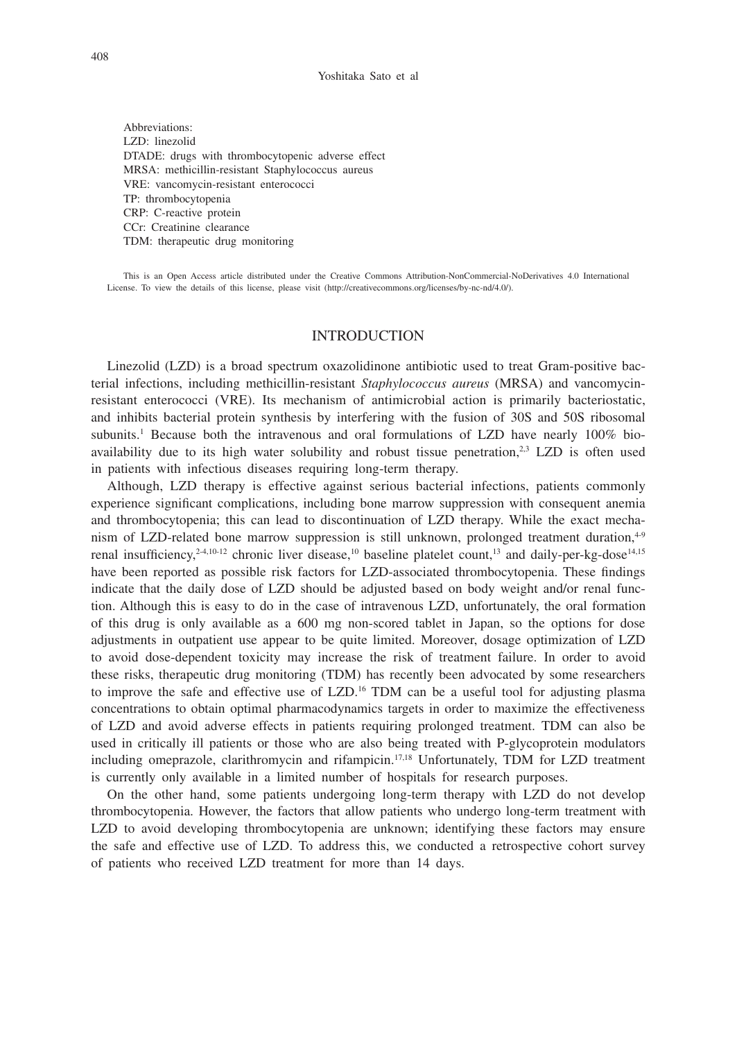Abbreviations:
LZD: linezolid
DTADE: drugs with thrombocytopenic adverse effect
MRSA: methicillin-resistant Staphylococcus aureus
VRE: vancomycin-resistant enterococci
TP: thrombocytopenia
CRP: C-reactive protein
CCr: Creatinine clearance
TDM: therapeutic drug monitoring

This is an Open Access article distributed under the Creative Commons Attribution-NonCommercial-NoDerivatives 4.0 International License. To view the details of this license, please visit (http://creativecommons.org/licenses/by-nc-nd/4.0/).

## INTRODUCTION

Linezolid (LZD) is a broad spectrum oxazolidinone antibiotic used to treat Gram-positive bacterial infections, including methicillin-resistant *Staphylococcus aureus* (MRSA) and vancomycin-resistant enterococci (VRE). Its mechanism of antimicrobial action is primarily bacteriostatic, and inhibits bacterial protein synthesis by interfering with the fusion of 30S and 50S ribosomal subunits.[1] Because both the intravenous and oral formulations of LZD have nearly 100% bioavailability due to its high water solubility and robust tissue penetration,[2,3] LZD is often used in patients with infectious diseases requiring long-term therapy.

Although, LZD therapy is effective against serious bacterial infections, patients commonly experience significant complications, including bone marrow suppression with consequent anemia and thrombocytopenia; this can lead to discontinuation of LZD therapy. While the exact mechanism of LZD-related bone marrow suppression is still unknown, prolonged treatment duration,[4-9] renal insufficiency,[2-4,10-12] chronic liver disease,[10] baseline platelet count,[13] and daily-per-kg-dose[14,15] have been reported as possible risk factors for LZD-associated thrombocytopenia. These findings indicate that the daily dose of LZD should be adjusted based on body weight and/or renal function. Although this is easy to do in the case of intravenous LZD, unfortunately, the oral formation of this drug is only available as a 600 mg non-scored tablet in Japan, so the options for dose adjustments in outpatient use appear to be quite limited. Moreover, dosage optimization of LZD to avoid dose-dependent toxicity may increase the risk of treatment failure. In order to avoid these risks, therapeutic drug monitoring (TDM) has recently been advocated by some researchers to improve the safe and effective use of LZD.[16] TDM can be a useful tool for adjusting plasma concentrations to obtain optimal pharmacodynamics targets in order to maximize the effectiveness of LZD and avoid adverse effects in patients requiring prolonged treatment. TDM can also be used in critically ill patients or those who are also being treated with P-glycoprotein modulators including omeprazole, clarithromycin and rifampicin.[17,18] Unfortunately, TDM for LZD treatment is currently only available in a limited number of hospitals for research purposes.

On the other hand, some patients undergoing long-term therapy with LZD do not develop thrombocytopenia. However, the factors that allow patients who undergo long-term treatment with LZD to avoid developing thrombocytopenia are unknown; identifying these factors may ensure the safe and effective use of LZD. To address this, we conducted a retrospective cohort survey of patients who received LZD treatment for more than 14 days.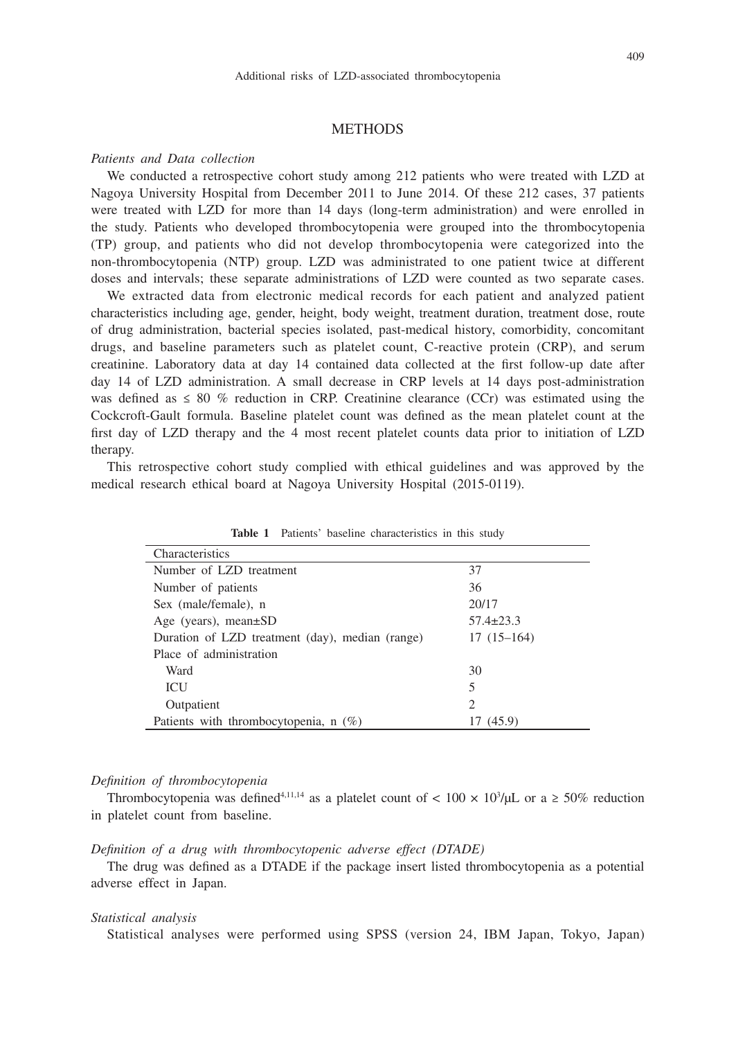## METHODS

*Patients and Data collection*

We conducted a retrospective cohort study among 212 patients who were treated with LZD at Nagoya University Hospital from December 2011 to June 2014. Of these 212 cases, 37 patients were treated with LZD for more than 14 days (long-term administration) and were enrolled in the study. Patients who developed thrombocytopenia were grouped into the thrombocytopenia (TP) group, and patients who did not develop thrombocytopenia were categorized into the non-thrombocytopenia (NTP) group. LZD was administrated to one patient twice at different doses and intervals; these separate administrations of LZD were counted as two separate cases.

We extracted data from electronic medical records for each patient and analyzed patient characteristics including age, gender, height, body weight, treatment duration, treatment dose, route of drug administration, bacterial species isolated, past-medical history, comorbidity, concomitant drugs, and baseline parameters such as platelet count, C-reactive protein (CRP), and serum creatinine. Laboratory data at day 14 contained data collected at the first follow-up date after day 14 of LZD administration. A small decrease in CRP levels at 14 days post-administration was defined as ≤ 80 % reduction in CRP. Creatinine clearance (CCr) was estimated using the Cockcroft-Gault formula. Baseline platelet count was defined as the mean platelet count at the first day of LZD therapy and the 4 most recent platelet counts data prior to initiation of LZD therapy.

This retrospective cohort study complied with ethical guidelines and was approved by the medical research ethical board at Nagoya University Hospital (2015-0119).

**Table 1** Patients' baseline characteristics in this study

| Characteristics | |
|---|---|
| Number of LZD treatment | 37 |
| Number of patients | 36 |
| Sex (male/female), n | 20/17 |
| Age (years), mean±SD | 57.4±23.3 |
| Duration of LZD treatment (day), median (range) | 17 (15–164) |
| Place of administration | |
| Ward | 30 |
| ICU | 5 |
| Outpatient | 2 |
| Patients with thrombocytopenia, n (%) | 17 (45.9) |

*Definition of thrombocytopenia*

Thrombocytopenia was defined[4,11,14] as a platelet count of $< 100 \times 10^3/\mu L$ or a ≥ 50% reduction in platelet count from baseline.

*Definition of a drug with thrombocytopenic adverse effect (DTADE)*

The drug was defined as a DTADE if the package insert listed thrombocytopenia as a potential adverse effect in Japan.

*Statistical analysis*

Statistical analyses were performed using SPSS (version 24, IBM Japan, Tokyo, Japan)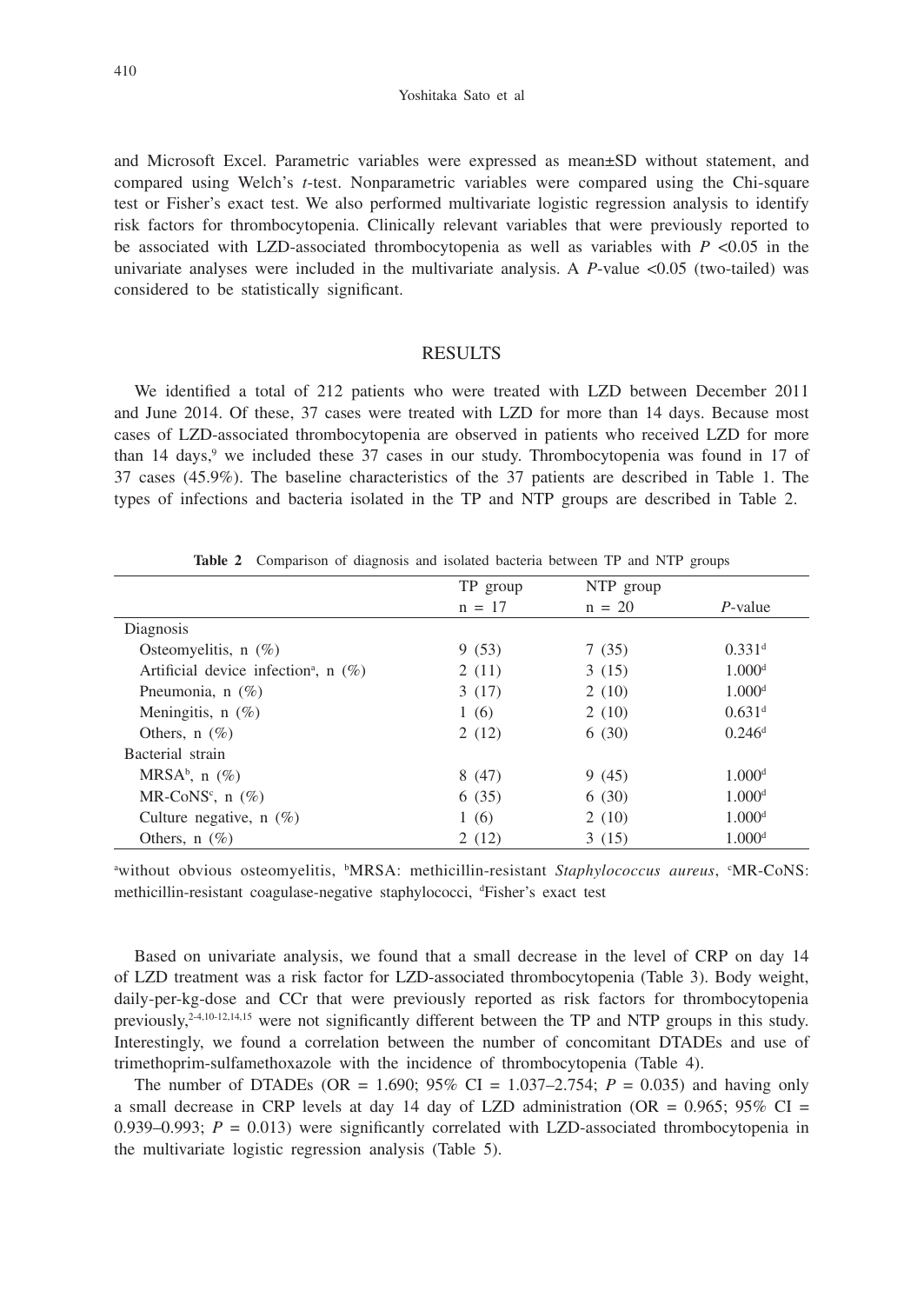and Microsoft Excel. Parametric variables were expressed as mean±SD without statement, and compared using Welch's *t*-test. Nonparametric variables were compared using the Chi-square test or Fisher's exact test. We also performed multivariate logistic regression analysis to identify risk factors for thrombocytopenia. Clinically relevant variables that were previously reported to be associated with LZD-associated thrombocytopenia as well as variables with $P < 0.05$ in the univariate analyses were included in the multivariate analysis. A *P*-value <0.05 (two-tailed) was considered to be statistically significant.

## RESULTS

We identified a total of 212 patients who were treated with LZD between December 2011 and June 2014. Of these, 37 cases were treated with LZD for more than 14 days. Because most cases of LZD-associated thrombocytopenia are observed in patients who received LZD for more than 14 days,[9] we included these 37 cases in our study. Thrombocytopenia was found in 17 of 37 cases (45.9%). The baseline characteristics of the 37 patients are described in Table 1. The types of infections and bacteria isolated in the TP and NTP groups are described in Table 2.

**Table 2** Comparison of diagnosis and isolated bacteria between TP and NTP groups

| | TP group n = 17 | NTP group n = 20 | *P*-value |
|---|---|---|---|
| Diagnosis | | | |
| Osteomyelitis, n (%) | 9 (53) | 7 (35) | 0.331[d] |
| Artificial device infection[a], n (%) | 2 (11) | 3 (15) | 1.000[d] |
| Pneumonia, n (%) | 3 (17) | 2 (10) | 1.000[d] |
| Meningitis, n (%) | 1 (6) | 2 (10) | 0.631[d] |
| Others, n (%) | 2 (12) | 6 (30) | 0.246[d] |
| Bacterial strain | | | |
| MRSA[b], n (%) | 8 (47) | 9 (45) | 1.000[d] |
| MR-CoNS[c], n (%) | 6 (35) | 6 (30) | 1.000[d] |
| Culture negative, n (%) | 1 (6) | 2 (10) | 1.000[d] |
| Others, n (%) | 2 (12) | 3 (15) | 1.000[d] |

[a]without obvious osteomyelitis, [b]MRSA: methicillin-resistant *Staphylococcus aureus*, [c]MR-CoNS: methicillin-resistant coagulase-negative staphylococci, [d]Fisher's exact test

Based on univariate analysis, we found that a small decrease in the level of CRP on day 14 of LZD treatment was a risk factor for LZD-associated thrombocytopenia (Table 3). Body weight, daily-per-kg-dose and CCr that were previously reported as risk factors for thrombocytopenia previously,[2-4,10-12,14,15] were not significantly different between the TP and NTP groups in this study. Interestingly, we found a correlation between the number of concomitant DTADEs and use of trimethoprim-sulfamethoxazole with the incidence of thrombocytopenia (Table 4).

The number of DTADEs (OR = 1.690; 95% CI = 1.037–2.754; $P = 0.035$) and having only a small decrease in CRP levels at day 14 day of LZD administration (OR = 0.965; 95% CI = 0.939–0.993; $P = 0.013$) were significantly correlated with LZD-associated thrombocytopenia in the multivariate logistic regression analysis (Table 5).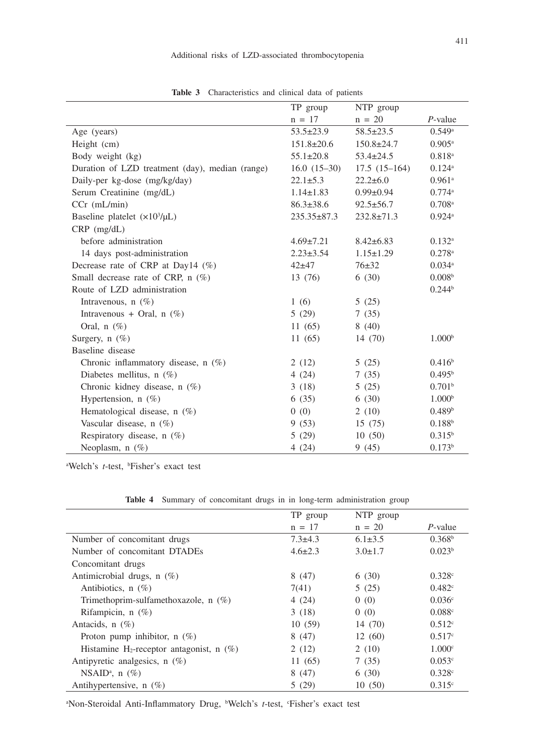**Table 3** Characteristics and clinical data of patients

| | TP group n = 17 | NTP group n = 20 | *P*-value |
|---|---|---|---|
| Age (years) | 53.5±23.9 | 58.5±23.5 | 0.549[a] |
| Height (cm) | 151.8±20.6 | 150.8±24.7 | 0.905[a] |
| Body weight (kg) | 55.1±20.8 | 53.4±24.5 | 0.818[a] |
| Duration of LZD treatment (day), median (range) | 16.0 (15–30) | 17.5 (15–164) | 0.124[a] |
| Daily-per kg-dose (mg/kg/day) | 22.1±5.3 | 22.2±6.0 | 0.961[a] |
| Serum Creatinine (mg/dL) | 1.14±1.83 | 0.99±0.94 | 0.774[a] |
| CCr (mL/min) | 86.3±38.6 | 92.5±56.7 | 0.708[a] |
| Baseline platelet ($\times 10^3/\mu L$) | 235.35±87.3 | 232.8±71.3 | 0.924[a] |
| CRP (mg/dL) | | | |
| before administration | 4.69±7.21 | 8.42±6.83 | 0.132[a] |
| 14 days post-administration | 2.23±3.54 | 1.15±1.29 | 0.278[a] |
| Decrease rate of CRP at Day14 (%) | 42±47 | 76±32 | 0.034[a] |
| Small decrease rate of CRP, n (%) | 13 (76) | 6 (30) | 0.008[b] |
| Route of LZD administration | | | 0.244[b] |
| Intravenous, n (%) | 1 (6) | 5 (25) | |
| Intravenous + Oral, n (%) | 5 (29) | 7 (35) | |
| Oral, n (%) | 11 (65) | 8 (40) | |
| Surgery, n (%) | 11 (65) | 14 (70) | 1.000[b] |
| Baseline disease | | | |
| Chronic inflammatory disease, n (%) | 2 (12) | 5 (25) | 0.416[b] |
| Diabetes mellitus, n (%) | 4 (24) | 7 (35) | 0.495[b] |
| Chronic kidney disease, n (%) | 3 (18) | 5 (25) | 0.701[b] |
| Hypertension, n (%) | 6 (35) | 6 (30) | 1.000[b] |
| Hematological disease, n (%) | 0 (0) | 2 (10) | 0.489[b] |
| Vascular disease, n (%) | 9 (53) | 15 (75) | 0.188[b] |
| Respiratory disease, n (%) | 5 (29) | 10 (50) | 0.315[b] |
| Neoplasm, n (%) | 4 (24) | 9 (45) | 0.173[b] |

[a]Welch's *t*-test, [b]Fisher's exact test

**Table 4** Summary of concomitant drugs in in long-term administration group

| | TP group n = 17 | NTP group n = 20 | *P*-value |
|---|---|---|---|
| Number of concomitant drugs | 7.3±4.3 | 6.1±3.5 | 0.368[b] |
| Number of concomitant DTADEs | 4.6±2.3 | 3.0±1.7 | 0.023[b] |
| Concomitant drugs | | | |
| Antimicrobial drugs, n (%) | 8 (47) | 6 (30) | 0.328[c] |
| Antibiotics, n (%) | 7(41) | 5 (25) | 0.482[c] |
| Trimethoprim-sulfamethoxazole, n (%) | 4 (24) | 0 (0) | 0.036[c] |
| Rifampicin, n (%) | 3 (18) | 0 (0) | 0.088[c] |
| Antacids, n (%) | 10 (59) | 14 (70) | 0.512[c] |
| Proton pump inhibitor, n (%) | 8 (47) | 12 (60) | 0.517[c] |
| Histamine $H_2$-receptor antagonist, n (%) | 2 (12) | 2 (10) | 1.000[c] |
| Antipyretic analgesics, n (%) | 11 (65) | 7 (35) | 0.053[c] |
| NSAID[a], n (%) | 8 (47) | 6 (30) | 0.328[c] |
| Antihypertensive, n (%) | 5 (29) | 10 (50) | 0.315[c] |

[a]Non-Steroidal Anti-Inflammatory Drug, [b]Welch's *t*-test, [c]Fisher's exact test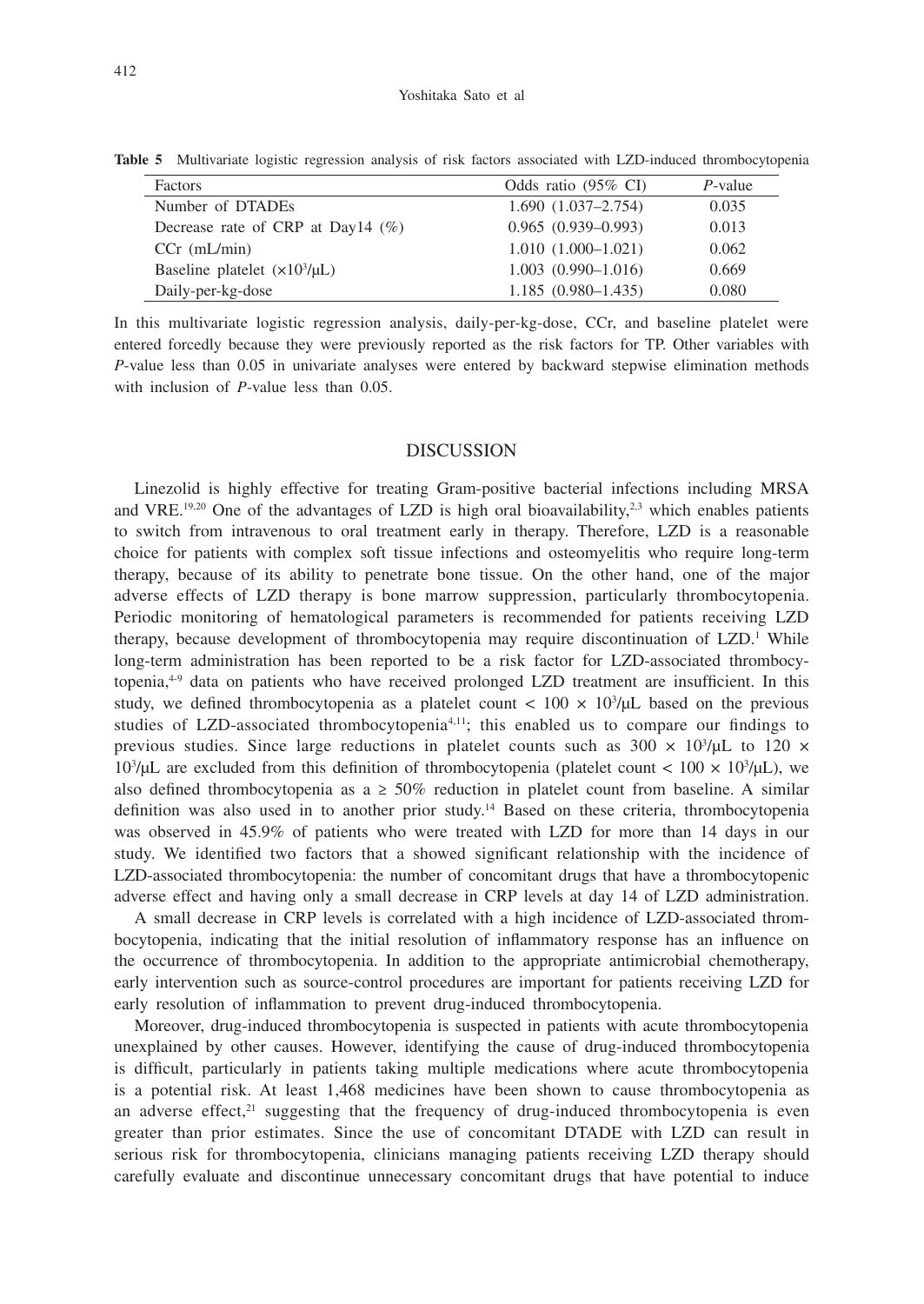**Table 5** Multivariate logistic regression analysis of risk factors associated with LZD-induced thrombocytopenia

| Factors | Odds ratio (95% CI) | *P*-value |
|---|---|---|
| Number of DTADEs | 1.690 (1.037–2.754) | 0.035 |
| Decrease rate of CRP at Day14 (%) | 0.965 (0.939–0.993) | 0.013 |
| CCr (mL/min) | 1.010 (1.000–1.021) | 0.062 |
| Baseline platelet ($\times 10^3/\mu L$) | 1.003 (0.990–1.016) | 0.669 |
| Daily-per-kg-dose | 1.185 (0.980–1.435) | 0.080 |

In this multivariate logistic regression analysis, daily-per-kg-dose, CCr, and baseline platelet were entered forcedly because they were previously reported as the risk factors for TP. Other variables with *P*-value less than 0.05 in univariate analyses were entered by backward stepwise elimination methods with inclusion of *P*-value less than 0.05.

## DISCUSSION

Linezolid is highly effective for treating Gram-positive bacterial infections including MRSA and VRE.[19,20] One of the advantages of LZD is high oral bioavailability,[2,3] which enables patients to switch from intravenous to oral treatment early in therapy. Therefore, LZD is a reasonable choice for patients with complex soft tissue infections and osteomyelitis who require long-term therapy, because of its ability to penetrate bone tissue. On the other hand, one of the major adverse effects of LZD therapy is bone marrow suppression, particularly thrombocytopenia. Periodic monitoring of hematological parameters is recommended for patients receiving LZD therapy, because development of thrombocytopenia may require discontinuation of LZD.[1] While long-term administration has been reported to be a risk factor for LZD-associated thrombocytopenia,[4-9] data on patients who have received prolonged LZD treatment are insufficient. In this study, we defined thrombocytopenia as a platelet count $< 100 \times 10^3/\mu L$ based on the previous studies of LZD-associated thrombocytopenia[4,11]; this enabled us to compare our findings to previous studies. Since large reductions in platelet counts such as $300 \times 10^3/\mu L$ to $120 \times 10^3/\mu L$ are excluded from this definition of thrombocytopenia (platelet count $< 100 \times 10^3/\mu L$), we also defined thrombocytopenia as a $\geq 50\%$ reduction in platelet count from baseline. A similar definition was also used in to another prior study.[14] Based on these criteria, thrombocytopenia was observed in 45.9% of patients who were treated with LZD for more than 14 days in our study. We identified two factors that a showed significant relationship with the incidence of LZD-associated thrombocytopenia: the number of concomitant drugs that have a thrombocytopenic adverse effect and having only a small decrease in CRP levels at day 14 of LZD administration.

A small decrease in CRP levels is correlated with a high incidence of LZD-associated thrombocytopenia, indicating that the initial resolution of inflammatory response has an influence on the occurrence of thrombocytopenia. In addition to the appropriate antimicrobial chemotherapy, early intervention such as source-control procedures are important for patients receiving LZD for early resolution of inflammation to prevent drug-induced thrombocytopenia.

Moreover, drug-induced thrombocytopenia is suspected in patients with acute thrombocytopenia unexplained by other causes. However, identifying the cause of drug-induced thrombocytopenia is difficult, particularly in patients taking multiple medications where acute thrombocytopenia is a potential risk. At least 1,468 medicines have been shown to cause thrombocytopenia as an adverse effect,[21] suggesting that the frequency of drug-induced thrombocytopenia is even greater than prior estimates. Since the use of concomitant DTADE with LZD can result in serious risk for thrombocytopenia, clinicians managing patients receiving LZD therapy should carefully evaluate and discontinue unnecessary concomitant drugs that have potential to induce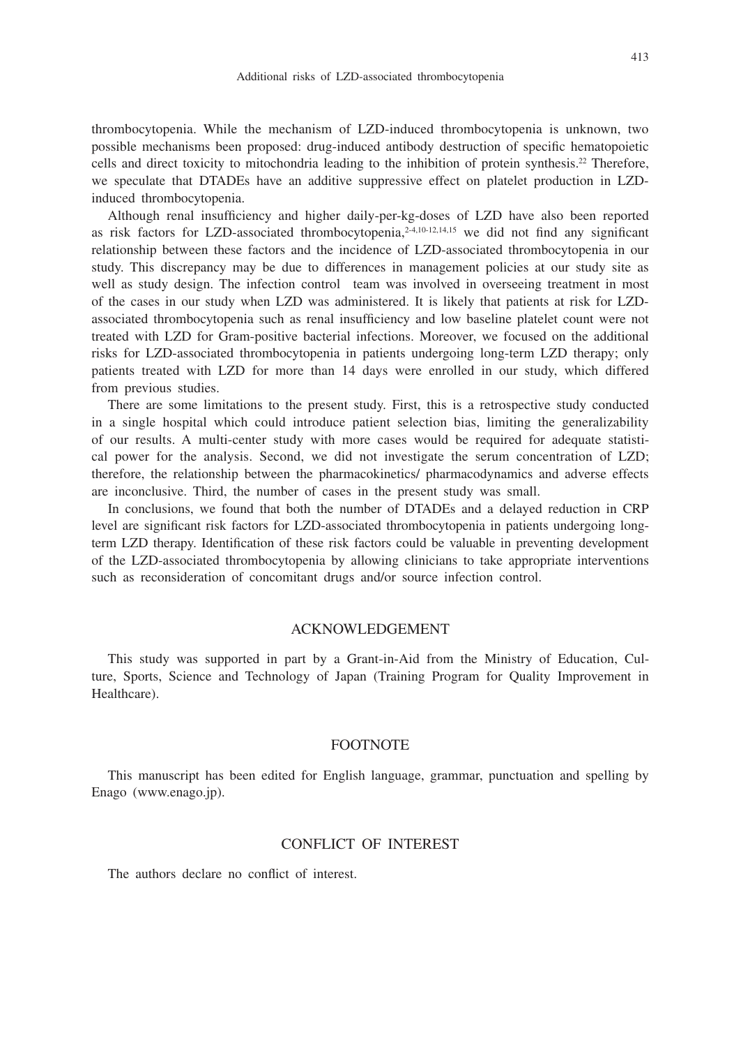thrombocytopenia. While the mechanism of LZD-induced thrombocytopenia is unknown, two possible mechanisms been proposed: drug-induced antibody destruction of specific hematopoietic cells and direct toxicity to mitochondria leading to the inhibition of protein synthesis.[22] Therefore, we speculate that DTADEs have an additive suppressive effect on platelet production in LZD-induced thrombocytopenia.

Although renal insufficiency and higher daily-per-kg-doses of LZD have also been reported as risk factors for LZD-associated thrombocytopenia,[2-4,10-12,14,15] we did not find any significant relationship between these factors and the incidence of LZD-associated thrombocytopenia in our study. This discrepancy may be due to differences in management policies at our study site as well as study design. The infection control team was involved in overseeing treatment in most of the cases in our study when LZD was administered. It is likely that patients at risk for LZD-associated thrombocytopenia such as renal insufficiency and low baseline platelet count were not treated with LZD for Gram-positive bacterial infections. Moreover, we focused on the additional risks for LZD-associated thrombocytopenia in patients undergoing long-term LZD therapy; only patients treated with LZD for more than 14 days were enrolled in our study, which differed from previous studies.

There are some limitations to the present study. First, this is a retrospective study conducted in a single hospital which could introduce patient selection bias, limiting the generalizability of our results. A multi-center study with more cases would be required for adequate statistical power for the analysis. Second, we did not investigate the serum concentration of LZD; therefore, the relationship between the pharmacokinetics/ pharmacodynamics and adverse effects are inconclusive. Third, the number of cases in the present study was small.

In conclusions, we found that both the number of DTADEs and a delayed reduction in CRP level are significant risk factors for LZD-associated thrombocytopenia in patients undergoing long-term LZD therapy. Identification of these risk factors could be valuable in preventing development of the LZD-associated thrombocytopenia by allowing clinicians to take appropriate interventions such as reconsideration of concomitant drugs and/or source infection control.

## ACKNOWLEDGEMENT

This study was supported in part by a Grant-in-Aid from the Ministry of Education, Culture, Sports, Science and Technology of Japan (Training Program for Quality Improvement in Healthcare).

## FOOTNOTE

This manuscript has been edited for English language, grammar, punctuation and spelling by Enago (www.enago.jp).

## CONFLICT OF INTEREST

The authors declare no conflict of interest.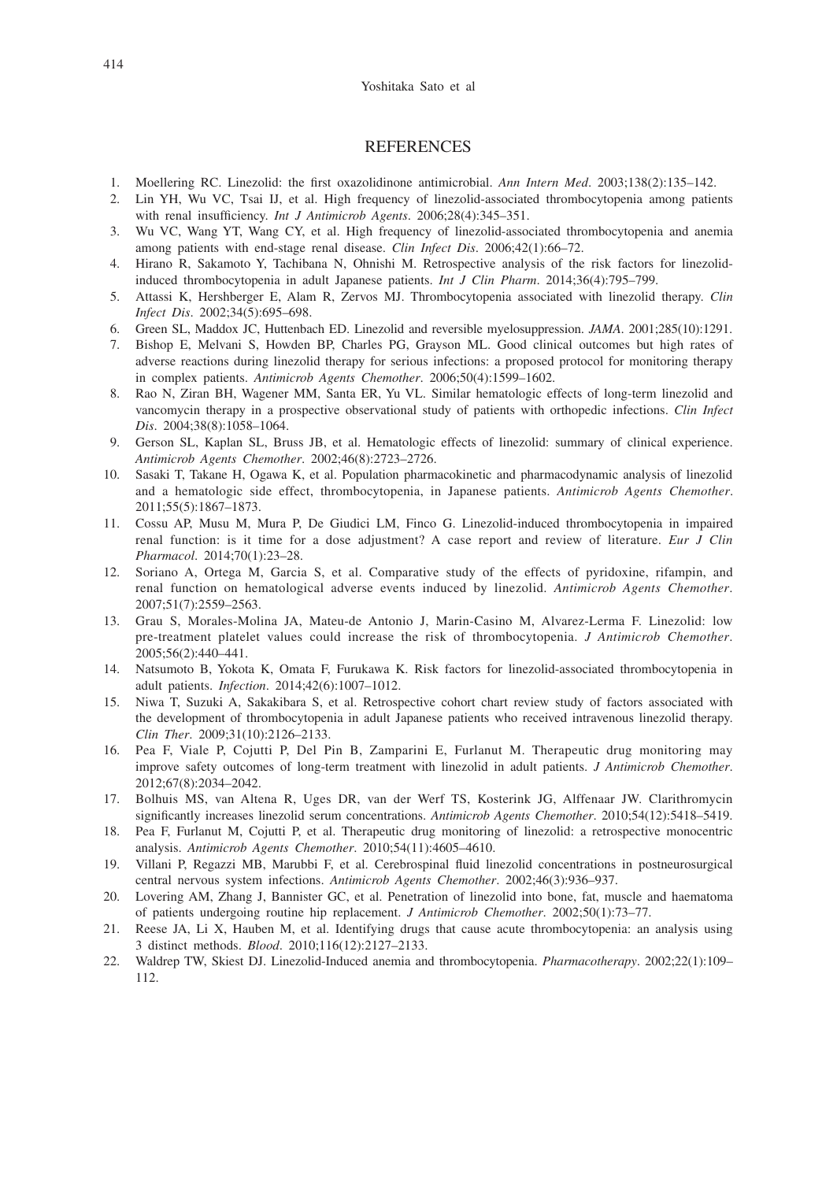## REFERENCES

1. Moellering RC. Linezolid: the first oxazolidinone antimicrobial. *Ann Intern Med*. 2003;138(2):135–142.
2. Lin YH, Wu VC, Tsai IJ, et al. High frequency of linezolid-associated thrombocytopenia among patients with renal insufficiency. *Int J Antimicrob Agents*. 2006;28(4):345–351.
3. Wu VC, Wang YT, Wang CY, et al. High frequency of linezolid-associated thrombocytopenia and anemia among patients with end-stage renal disease. *Clin Infect Dis*. 2006;42(1):66–72.
4. Hirano R, Sakamoto Y, Tachibana N, Ohnishi M. Retrospective analysis of the risk factors for linezolid-induced thrombocytopenia in adult Japanese patients. *Int J Clin Pharm*. 2014;36(4):795–799.
5. Attassi K, Hershberger E, Alam R, Zervos MJ. Thrombocytopenia associated with linezolid therapy. *Clin Infect Dis*. 2002;34(5):695–698.
6. Green SL, Maddox JC, Huttenbach ED. Linezolid and reversible myelosuppression. *JAMA*. 2001;285(10):1291.
7. Bishop E, Melvani S, Howden BP, Charles PG, Grayson ML. Good clinical outcomes but high rates of adverse reactions during linezolid therapy for serious infections: a proposed protocol for monitoring therapy in complex patients. *Antimicrob Agents Chemother*. 2006;50(4):1599–1602.
8. Rao N, Ziran BH, Wagener MM, Santa ER, Yu VL. Similar hematologic effects of long-term linezolid and vancomycin therapy in a prospective observational study of patients with orthopedic infections. *Clin Infect Dis*. 2004;38(8):1058–1064.
9. Gerson SL, Kaplan SL, Bruss JB, et al. Hematologic effects of linezolid: summary of clinical experience. *Antimicrob Agents Chemother*. 2002;46(8):2723–2726.
10. Sasaki T, Takane H, Ogawa K, et al. Population pharmacokinetic and pharmacodynamic analysis of linezolid and a hematologic side effect, thrombocytopenia, in Japanese patients. *Antimicrob Agents Chemother*. 2011;55(5):1867–1873.
11. Cossu AP, Musu M, Mura P, De Giudici LM, Finco G. Linezolid-induced thrombocytopenia in impaired renal function: is it time for a dose adjustment? A case report and review of literature. *Eur J Clin Pharmacol*. 2014;70(1):23–28.
12. Soriano A, Ortega M, Garcia S, et al. Comparative study of the effects of pyridoxine, rifampin, and renal function on hematological adverse events induced by linezolid. *Antimicrob Agents Chemother*. 2007;51(7):2559–2563.
13. Grau S, Morales-Molina JA, Mateu-de Antonio J, Marin-Casino M, Alvarez-Lerma F. Linezolid: low pre-treatment platelet values could increase the risk of thrombocytopenia. *J Antimicrob Chemother*. 2005;56(2):440–441.
14. Natsumoto B, Yokota K, Omata F, Furukawa K. Risk factors for linezolid-associated thrombocytopenia in adult patients. *Infection*. 2014;42(6):1007–1012.
15. Niwa T, Suzuki A, Sakakibara S, et al. Retrospective cohort chart review study of factors associated with the development of thrombocytopenia in adult Japanese patients who received intravenous linezolid therapy. *Clin Ther*. 2009;31(10):2126–2133.
16. Pea F, Viale P, Cojutti P, Del Pin B, Zamparini E, Furlanut M. Therapeutic drug monitoring may improve safety outcomes of long-term treatment with linezolid in adult patients. *J Antimicrob Chemother*. 2012;67(8):2034–2042.
17. Bolhuis MS, van Altena R, Uges DR, van der Werf TS, Kosterink JG, Alffenaar JW. Clarithromycin significantly increases linezolid serum concentrations. *Antimicrob Agents Chemother*. 2010;54(12):5418–5419.
18. Pea F, Furlanut M, Cojutti P, et al. Therapeutic drug monitoring of linezolid: a retrospective monocentric analysis. *Antimicrob Agents Chemother*. 2010;54(11):4605–4610.
19. Villani P, Regazzi MB, Marubbi F, et al. Cerebrospinal fluid linezolid concentrations in postneurosurgical central nervous system infections. *Antimicrob Agents Chemother*. 2002;46(3):936–937.
20. Lovering AM, Zhang J, Bannister GC, et al. Penetration of linezolid into bone, fat, muscle and haematoma of patients undergoing routine hip replacement. *J Antimicrob Chemother*. 2002;50(1):73–77.
21. Reese JA, Li X, Hauben M, et al. Identifying drugs that cause acute thrombocytopenia: an analysis using 3 distinct methods. *Blood*. 2010;116(12):2127–2133.
22. Waldrep TW, Skiest DJ. Linezolid-Induced anemia and thrombocytopenia. *Pharmacotherapy*. 2002;22(1):109–112.